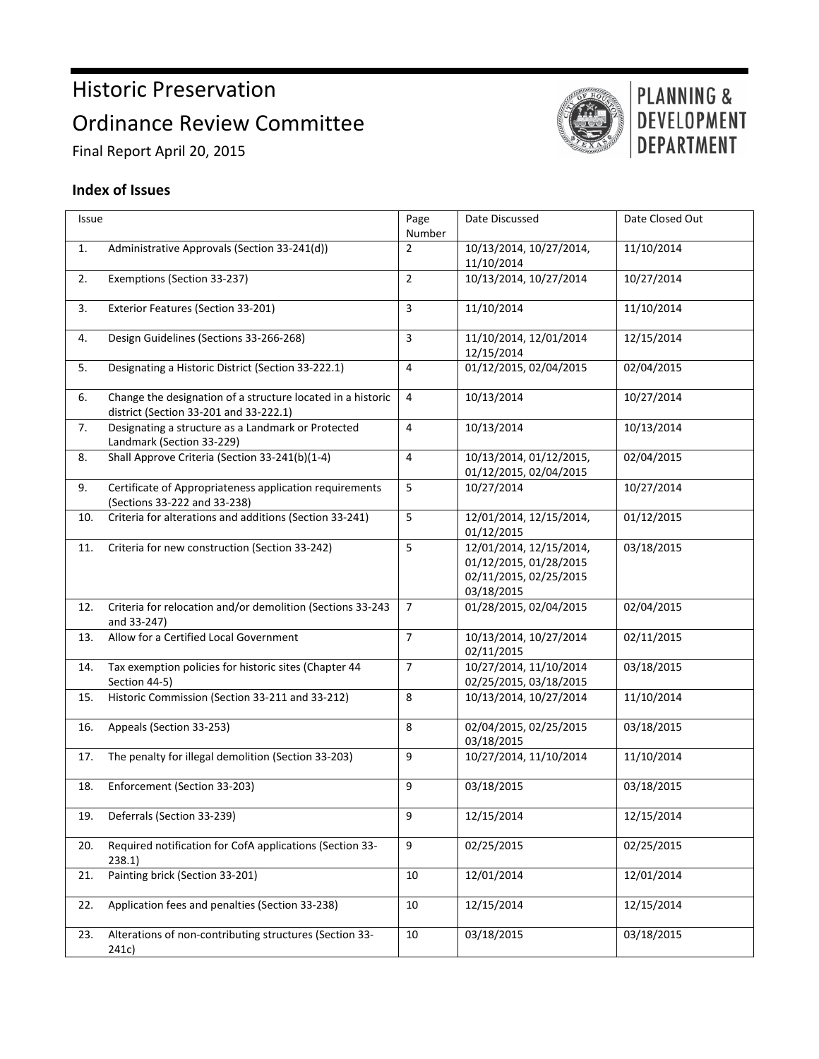# Historic Preservation

# Ordinance Review Committee

Final Report April 20, 2015

PLANNING & DEVELOPMENT DEPARTMENT

### Index of Issues

| Issue | Page Number | Date Discussed | Date Closed Out |
|---|---|---|---|
| 1. Administrative Approvals (Section 33-241(d)) | 2 | 10/13/2014, 10/27/2014, 11/10/2014 | 11/10/2014 |
| 2. Exemptions (Section 33-237) | 2 | 10/13/2014, 10/27/2014 | 10/27/2014 |
| 3. Exterior Features (Section 33-201) | 3 | 11/10/2014 | 11/10/2014 |
| 4. Design Guidelines (Sections 33-266-268) | 3 | 11/10/2014, 12/01/2014 12/15/2014 | 12/15/2014 |
| 5. Designating a Historic District (Section 33-222.1) | 4 | 01/12/2015, 02/04/2015 | 02/04/2015 |
| 6. Change the designation of a structure located in a historic district (Section 33-201 and 33-222.1) | 4 | 10/13/2014 | 10/27/2014 |
| 7. Designating a structure as a Landmark or Protected Landmark (Section 33-229) | 4 | 10/13/2014 | 10/13/2014 |
| 8. Shall Approve Criteria (Section 33-241(b)(1-4) | 4 | 10/13/2014, 01/12/2015, 01/12/2015, 02/04/2015 | 02/04/2015 |
| 9. Certificate of Appropriateness application requirements (Sections 33-222 and 33-238) | 5 | 10/27/2014 | 10/27/2014 |
| 10. Criteria for alterations and additions (Section 33-241) | 5 | 12/01/2014, 12/15/2014, 01/12/2015 | 01/12/2015 |
| 11. Criteria for new construction (Section 33-242) | 5 | 12/01/2014, 12/15/2014, 01/12/2015, 01/28/2015 02/11/2015, 02/25/2015 03/18/2015 | 03/18/2015 |
| 12. Criteria for relocation and/or demolition (Sections 33-243 and 33-247) | 7 | 01/28/2015, 02/04/2015 | 02/04/2015 |
| 13. Allow for a Certified Local Government | 7 | 10/13/2014, 10/27/2014 02/11/2015 | 02/11/2015 |
| 14. Tax exemption policies for historic sites (Chapter 44 Section 44-5) | 7 | 10/27/2014, 11/10/2014 02/25/2015, 03/18/2015 | 03/18/2015 |
| 15. Historic Commission (Section 33-211 and 33-212) | 8 | 10/13/2014, 10/27/2014 | 11/10/2014 |
| 16. Appeals (Section 33-253) | 8 | 02/04/2015, 02/25/2015 03/18/2015 | 03/18/2015 |
| 17. The penalty for illegal demolition (Section 33-203) | 9 | 10/27/2014, 11/10/2014 | 11/10/2014 |
| 18. Enforcement (Section 33-203) | 9 | 03/18/2015 | 03/18/2015 |
| 19. Deferrals (Section 33-239) | 9 | 12/15/2014 | 12/15/2014 |
| 20. Required notification for CofA applications (Section 33-238.1) | 9 | 02/25/2015 | 02/25/2015 |
| 21. Painting brick (Section 33-201) | 10 | 12/01/2014 | 12/01/2014 |
| 22. Application fees and penalties (Section 33-238) | 10 | 12/15/2014 | 12/15/2014 |
| 23. Alterations of non-contributing structures (Section 33-241c) | 10 | 03/18/2015 | 03/18/2015 |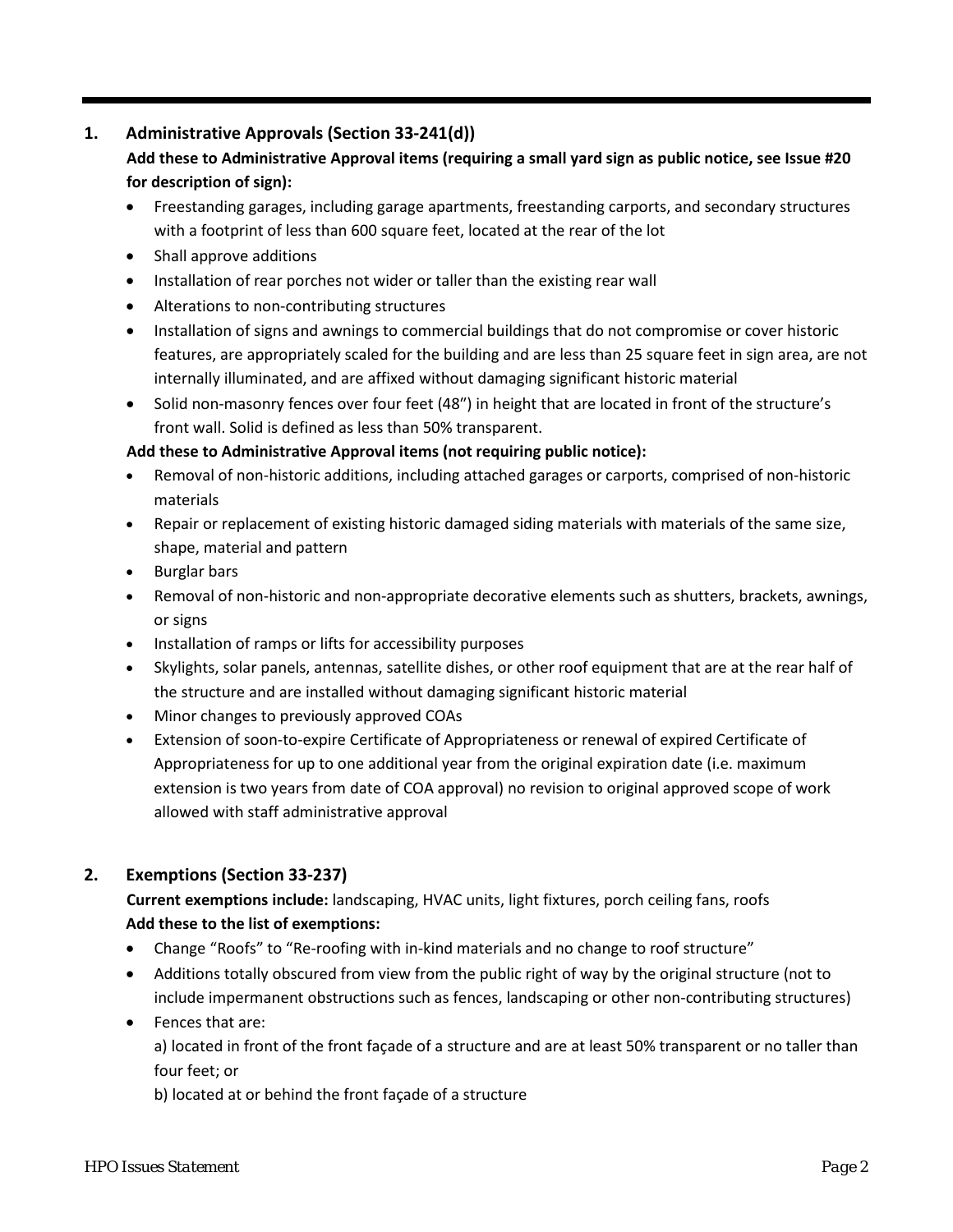## 1. Administrative Approvals (Section 33-241(d))

**Add these to Administrative Approval items (requiring a small yard sign as public notice, see Issue #20 for description of sign):**

- Freestanding garages, including garage apartments, freestanding carports, and secondary structures with a footprint of less than 600 square feet, located at the rear of the lot
- Shall approve additions
- Installation of rear porches not wider or taller than the existing rear wall
- Alterations to non-contributing structures
- Installation of signs and awnings to commercial buildings that do not compromise or cover historic features, are appropriately scaled for the building and are less than 25 square feet in sign area, are not internally illuminated, and are affixed without damaging significant historic material
- Solid non-masonry fences over four feet (48") in height that are located in front of the structure's front wall. Solid is defined as less than 50% transparent.

**Add these to Administrative Approval items (not requiring public notice):**

- Removal of non-historic additions, including attached garages or carports, comprised of non-historic materials
- Repair or replacement of existing historic damaged siding materials with materials of the same size, shape, material and pattern
- Burglar bars
- Removal of non-historic and non-appropriate decorative elements such as shutters, brackets, awnings, or signs
- Installation of ramps or lifts for accessibility purposes
- Skylights, solar panels, antennas, satellite dishes, or other roof equipment that are at the rear half of the structure and are installed without damaging significant historic material
- Minor changes to previously approved COAs
- Extension of soon-to-expire Certificate of Appropriateness or renewal of expired Certificate of Appropriateness for up to one additional year from the original expiration date (i.e. maximum extension is two years from date of COA approval) no revision to original approved scope of work allowed with staff administrative approval

## 2. Exemptions (Section 33-237)

**Current exemptions include:** landscaping, HVAC units, light fixtures, porch ceiling fans, roofs

**Add these to the list of exemptions:**

- Change "Roofs" to "Re-roofing with in-kind materials and no change to roof structure"
- Additions totally obscured from view from the public right of way by the original structure (not to include impermanent obstructions such as fences, landscaping or other non-contributing structures)
- Fences that are:

  a) located in front of the front façade of a structure and are at least 50% transparent or no taller than four feet; or

  b) located at or behind the front façade of a structure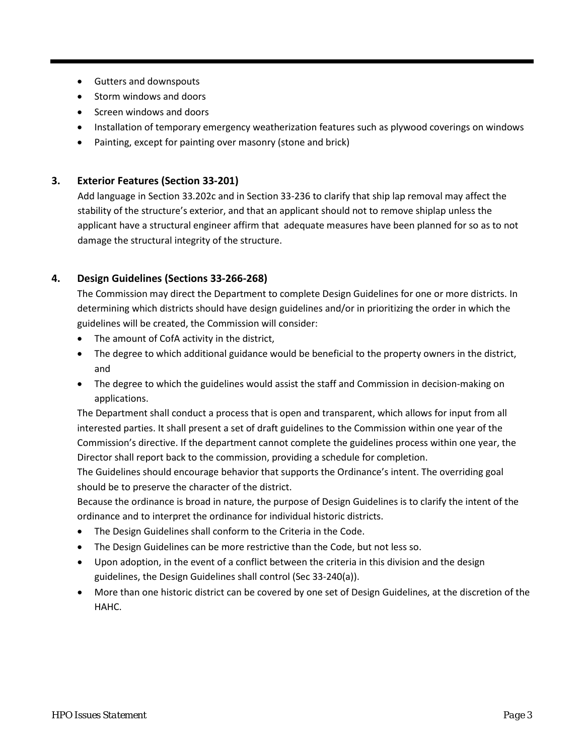- Gutters and downspouts
- Storm windows and doors
- Screen windows and doors
- Installation of temporary emergency weatherization features such as plywood coverings on windows
- Painting, except for painting over masonry (stone and brick)

### 3. Exterior Features (Section 33-201)

Add language in Section 33.202c and in Section 33-236 to clarify that ship lap removal may affect the stability of the structure's exterior, and that an applicant should not to remove shiplap unless the applicant have a structural engineer affirm that adequate measures have been planned for so as to not damage the structural integrity of the structure.

### 4. Design Guidelines (Sections 33-266-268)

The Commission may direct the Department to complete Design Guidelines for one or more districts. In determining which districts should have design guidelines and/or in prioritizing the order in which the guidelines will be created, the Commission will consider:

- The amount of CofA activity in the district,
- The degree to which additional guidance would be beneficial to the property owners in the district, and
- The degree to which the guidelines would assist the staff and Commission in decision-making on applications.

The Department shall conduct a process that is open and transparent, which allows for input from all interested parties. It shall present a set of draft guidelines to the Commission within one year of the Commission's directive. If the department cannot complete the guidelines process within one year, the Director shall report back to the commission, providing a schedule for completion.

The Guidelines should encourage behavior that supports the Ordinance's intent. The overriding goal should be to preserve the character of the district.

Because the ordinance is broad in nature, the purpose of Design Guidelines is to clarify the intent of the ordinance and to interpret the ordinance for individual historic districts.

- The Design Guidelines shall conform to the Criteria in the Code.
- The Design Guidelines can be more restrictive than the Code, but not less so.
- Upon adoption, in the event of a conflict between the criteria in this division and the design guidelines, the Design Guidelines shall control (Sec 33-240(a)).
- More than one historic district can be covered by one set of Design Guidelines, at the discretion of the HAHC.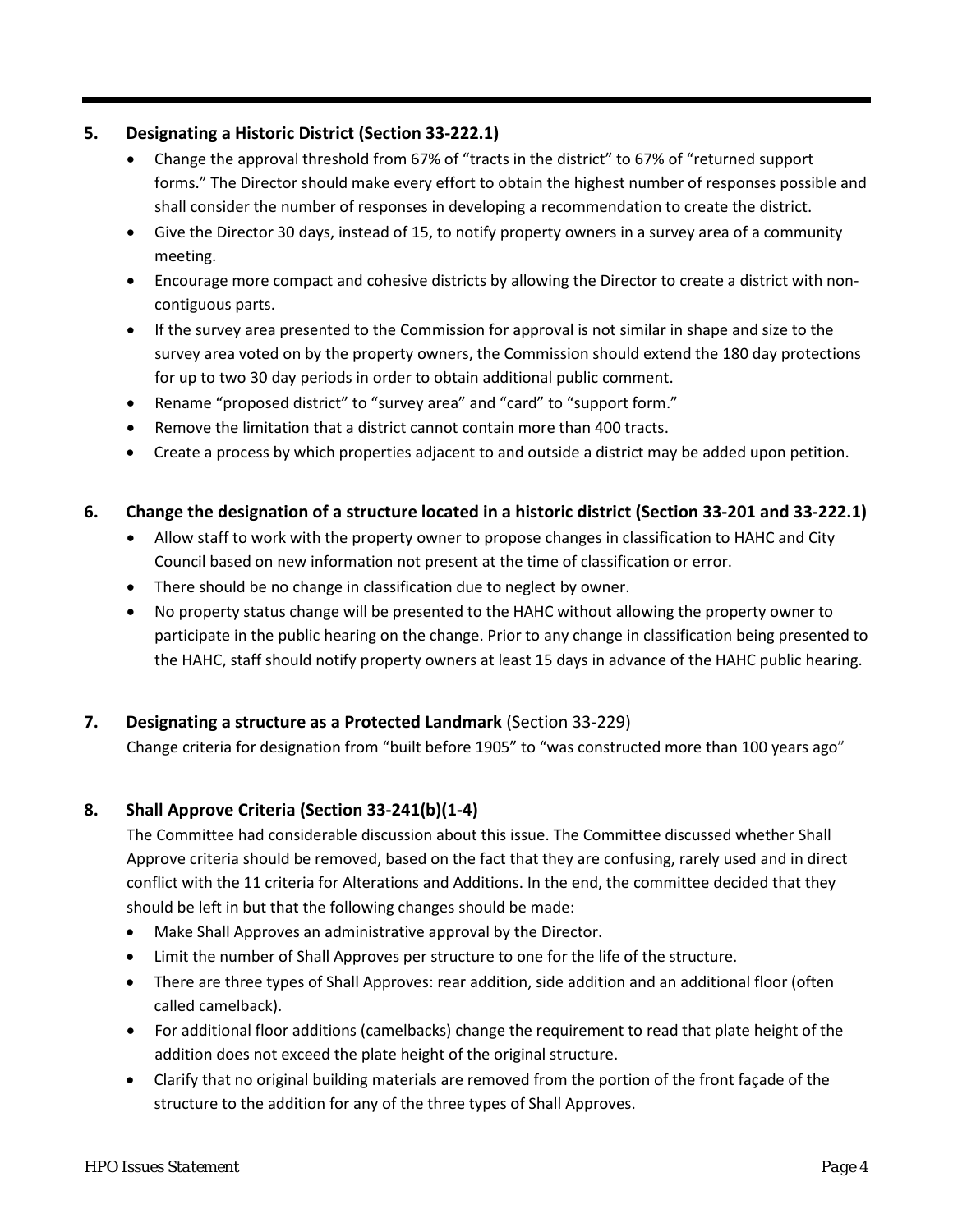## 5. Designating a Historic District (Section 33-222.1)

- Change the approval threshold from 67% of "tracts in the district" to 67% of "returned support forms." The Director should make every effort to obtain the highest number of responses possible and shall consider the number of responses in developing a recommendation to create the district.
- Give the Director 30 days, instead of 15, to notify property owners in a survey area of a community meeting.
- Encourage more compact and cohesive districts by allowing the Director to create a district with non-contiguous parts.
- If the survey area presented to the Commission for approval is not similar in shape and size to the survey area voted on by the property owners, the Commission should extend the 180 day protections for up to two 30 day periods in order to obtain additional public comment.
- Rename "proposed district" to "survey area" and "card" to "support form."
- Remove the limitation that a district cannot contain more than 400 tracts.
- Create a process by which properties adjacent to and outside a district may be added upon petition.

## 6. Change the designation of a structure located in a historic district (Section 33-201 and 33-222.1)

- Allow staff to work with the property owner to propose changes in classification to HAHC and City Council based on new information not present at the time of classification or error.
- There should be no change in classification due to neglect by owner.
- No property status change will be presented to the HAHC without allowing the property owner to participate in the public hearing on the change. Prior to any change in classification being presented to the HAHC, staff should notify property owners at least 15 days in advance of the HAHC public hearing.

## 7. Designating a structure as a Protected Landmark (Section 33-229)

Change criteria for designation from "built before 1905" to "was constructed more than 100 years ago"

## 8. Shall Approve Criteria (Section 33-241(b)(1-4)

The Committee had considerable discussion about this issue. The Committee discussed whether Shall Approve criteria should be removed, based on the fact that they are confusing, rarely used and in direct conflict with the 11 criteria for Alterations and Additions. In the end, the committee decided that they should be left in but that the following changes should be made:

- Make Shall Approves an administrative approval by the Director.
- Limit the number of Shall Approves per structure to one for the life of the structure.
- There are three types of Shall Approves: rear addition, side addition and an additional floor (often called camelback).
- For additional floor additions (camelbacks) change the requirement to read that plate height of the addition does not exceed the plate height of the original structure.
- Clarify that no original building materials are removed from the portion of the front façade of the structure to the addition for any of the three types of Shall Approves.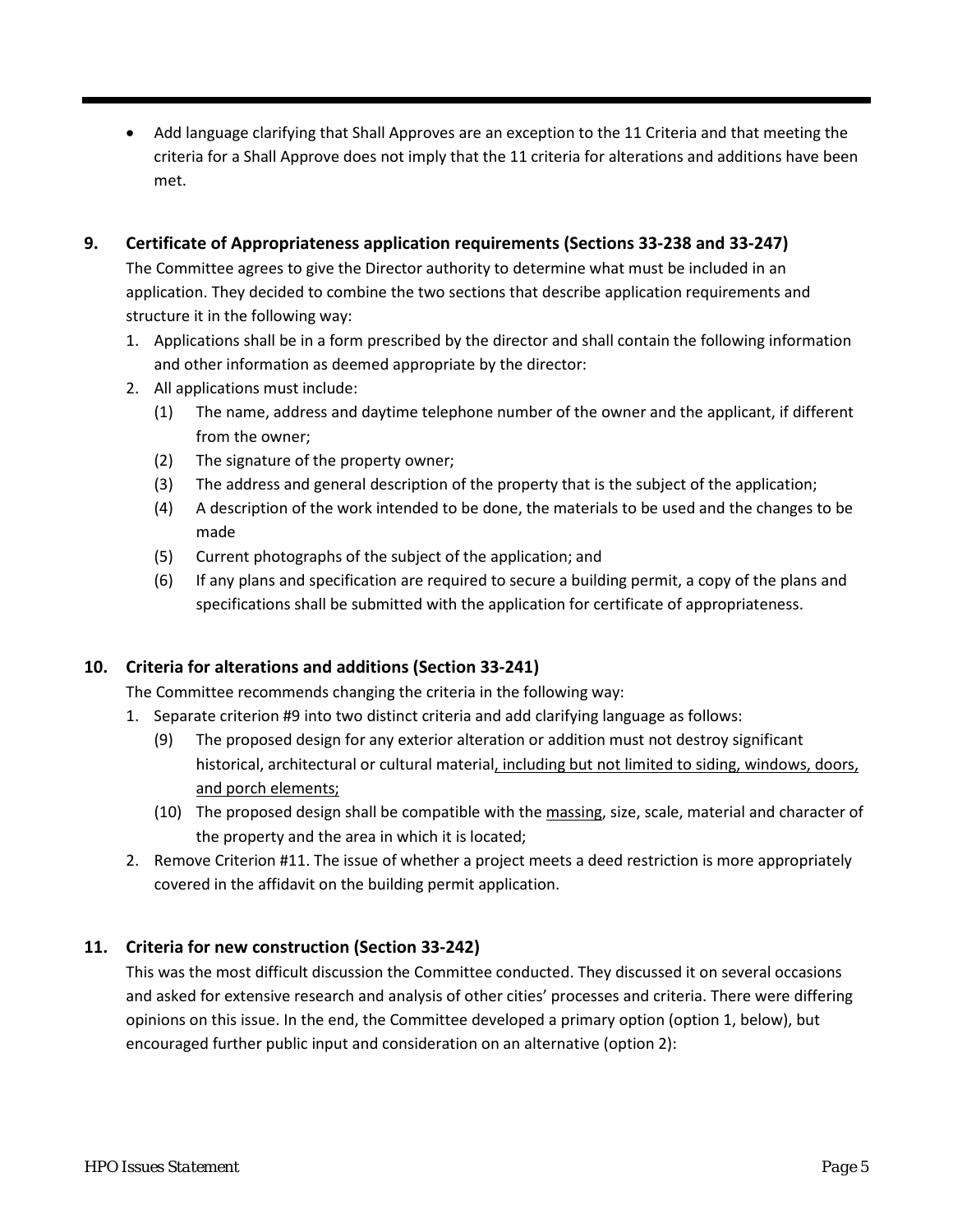- Add language clarifying that Shall Approves are an exception to the 11 Criteria and that meeting the criteria for a Shall Approve does not imply that the 11 criteria for alterations and additions have been met.

## 9. Certificate of Appropriateness application requirements (Sections 33-238 and 33-247)

The Committee agrees to give the Director authority to determine what must be included in an application. They decided to combine the two sections that describe application requirements and structure it in the following way:

1. Applications shall be in a form prescribed by the director and shall contain the following information and other information as deemed appropriate by the director:
2. All applications must include:
   - (1) The name, address and daytime telephone number of the owner and the applicant, if different from the owner;
   - (2) The signature of the property owner;
   - (3) The address and general description of the property that is the subject of the application;
   - (4) A description of the work intended to be done, the materials to be used and the changes to be made
   - (5) Current photographs of the subject of the application; and
   - (6) If any plans and specification are required to secure a building permit, a copy of the plans and specifications shall be submitted with the application for certificate of appropriateness.

## 10. Criteria for alterations and additions (Section 33-241)

The Committee recommends changing the criteria in the following way:

1. Separate criterion #9 into two distinct criteria and add clarifying language as follows:
   - (9) The proposed design for any exterior alteration or addition must not destroy significant historical, architectural or cultural material<u>, including but not limited to siding, windows, doors, and porch elements;</u>
   - (10) The proposed design shall be compatible with the <u>massing</u>, size, scale, material and character of the property and the area in which it is located;
2. Remove Criterion #11. The issue of whether a project meets a deed restriction is more appropriately covered in the affidavit on the building permit application.

## 11. Criteria for new construction (Section 33-242)

This was the most difficult discussion the Committee conducted. They discussed it on several occasions and asked for extensive research and analysis of other cities' processes and criteria. There were differing opinions on this issue. In the end, the Committee developed a primary option (option 1, below), but encouraged further public input and consideration on an alternative (option 2):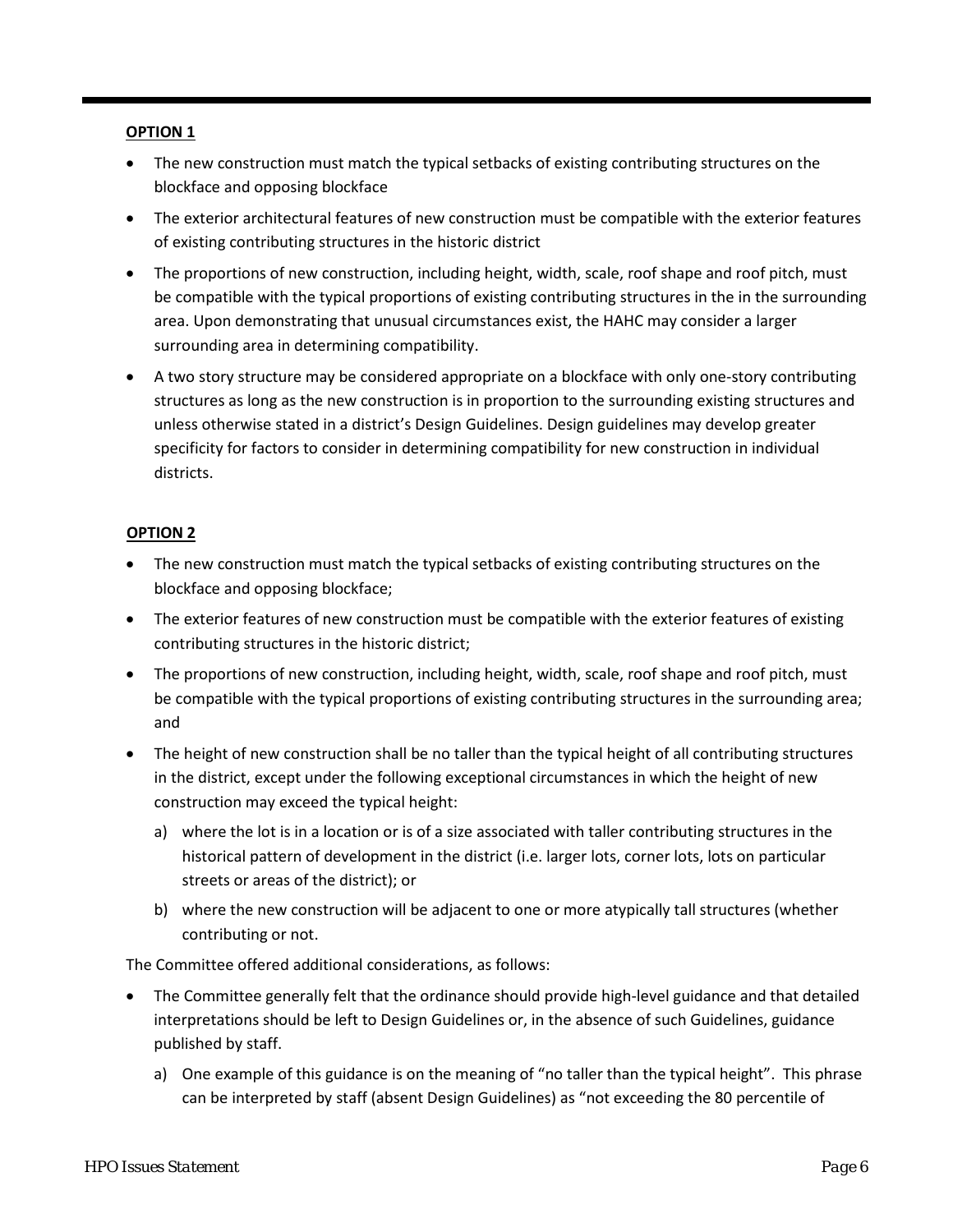**OPTION 1**

- The new construction must match the typical setbacks of existing contributing structures on the blockface and opposing blockface
- The exterior architectural features of new construction must be compatible with the exterior features of existing contributing structures in the historic district
- The proportions of new construction, including height, width, scale, roof shape and roof pitch, must be compatible with the typical proportions of existing contributing structures in the in the surrounding area. Upon demonstrating that unusual circumstances exist, the HAHC may consider a larger surrounding area in determining compatibility.
- A two story structure may be considered appropriate on a blockface with only one-story contributing structures as long as the new construction is in proportion to the surrounding existing structures and unless otherwise stated in a district's Design Guidelines. Design guidelines may develop greater specificity for factors to consider in determining compatibility for new construction in individual districts.

**OPTION 2**

- The new construction must match the typical setbacks of existing contributing structures on the blockface and opposing blockface;
- The exterior features of new construction must be compatible with the exterior features of existing contributing structures in the historic district;
- The proportions of new construction, including height, width, scale, roof shape and roof pitch, must be compatible with the typical proportions of existing contributing structures in the surrounding area; and
- The height of new construction shall be no taller than the typical height of all contributing structures in the district, except under the following exceptional circumstances in which the height of new construction may exceed the typical height:
  a) where the lot is in a location or is of a size associated with taller contributing structures in the historical pattern of development in the district (i.e. larger lots, corner lots, lots on particular streets or areas of the district); or
  b) where the new construction will be adjacent to one or more atypically tall structures (whether contributing or not.

The Committee offered additional considerations, as follows:

- The Committee generally felt that the ordinance should provide high-level guidance and that detailed interpretations should be left to Design Guidelines or, in the absence of such Guidelines, guidance published by staff.
  a) One example of this guidance is on the meaning of "no taller than the typical height". This phrase can be interpreted by staff (absent Design Guidelines) as "not exceeding the 80 percentile of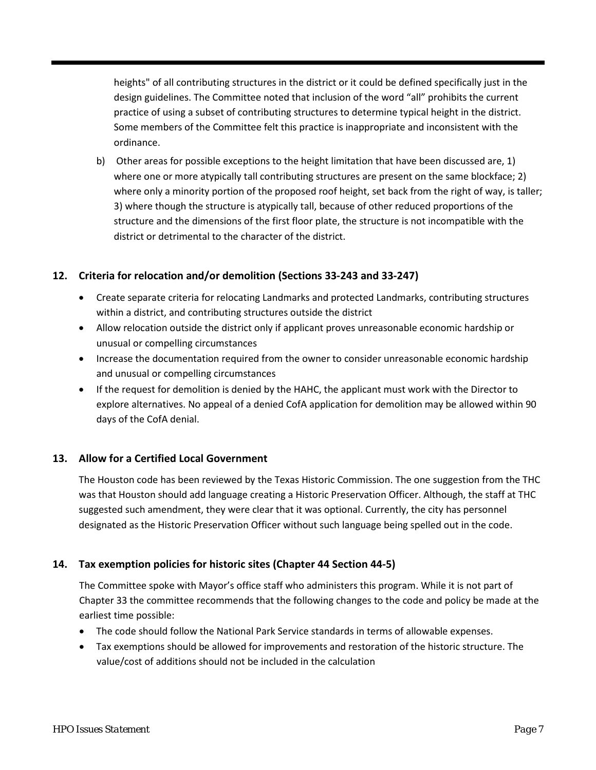heights" of all contributing structures in the district or it could be defined specifically just in the design guidelines. The Committee noted that inclusion of the word "all" prohibits the current practice of using a subset of contributing structures to determine typical height in the district. Some members of the Committee felt this practice is inappropriate and inconsistent with the ordinance.

b) Other areas for possible exceptions to the height limitation that have been discussed are, 1) where one or more atypically tall contributing structures are present on the same blockface; 2) where only a minority portion of the proposed roof height, set back from the right of way, is taller; 3) where though the structure is atypically tall, because of other reduced proportions of the structure and the dimensions of the first floor plate, the structure is not incompatible with the district or detrimental to the character of the district.

### 12. Criteria for relocation and/or demolition (Sections 33-243 and 33-247)

- Create separate criteria for relocating Landmarks and protected Landmarks, contributing structures within a district, and contributing structures outside the district
- Allow relocation outside the district only if applicant proves unreasonable economic hardship or unusual or compelling circumstances
- Increase the documentation required from the owner to consider unreasonable economic hardship and unusual or compelling circumstances
- If the request for demolition is denied by the HAHC, the applicant must work with the Director to explore alternatives. No appeal of a denied CofA application for demolition may be allowed within 90 days of the CofA denial.

### 13. Allow for a Certified Local Government

The Houston code has been reviewed by the Texas Historic Commission. The one suggestion from the THC was that Houston should add language creating a Historic Preservation Officer. Although, the staff at THC suggested such amendment, they were clear that it was optional. Currently, the city has personnel designated as the Historic Preservation Officer without such language being spelled out in the code.

### 14. Tax exemption policies for historic sites (Chapter 44 Section 44-5)

The Committee spoke with Mayor's office staff who administers this program. While it is not part of Chapter 33 the committee recommends that the following changes to the code and policy be made at the earliest time possible:

- The code should follow the National Park Service standards in terms of allowable expenses.
- Tax exemptions should be allowed for improvements and restoration of the historic structure. The value/cost of additions should not be included in the calculation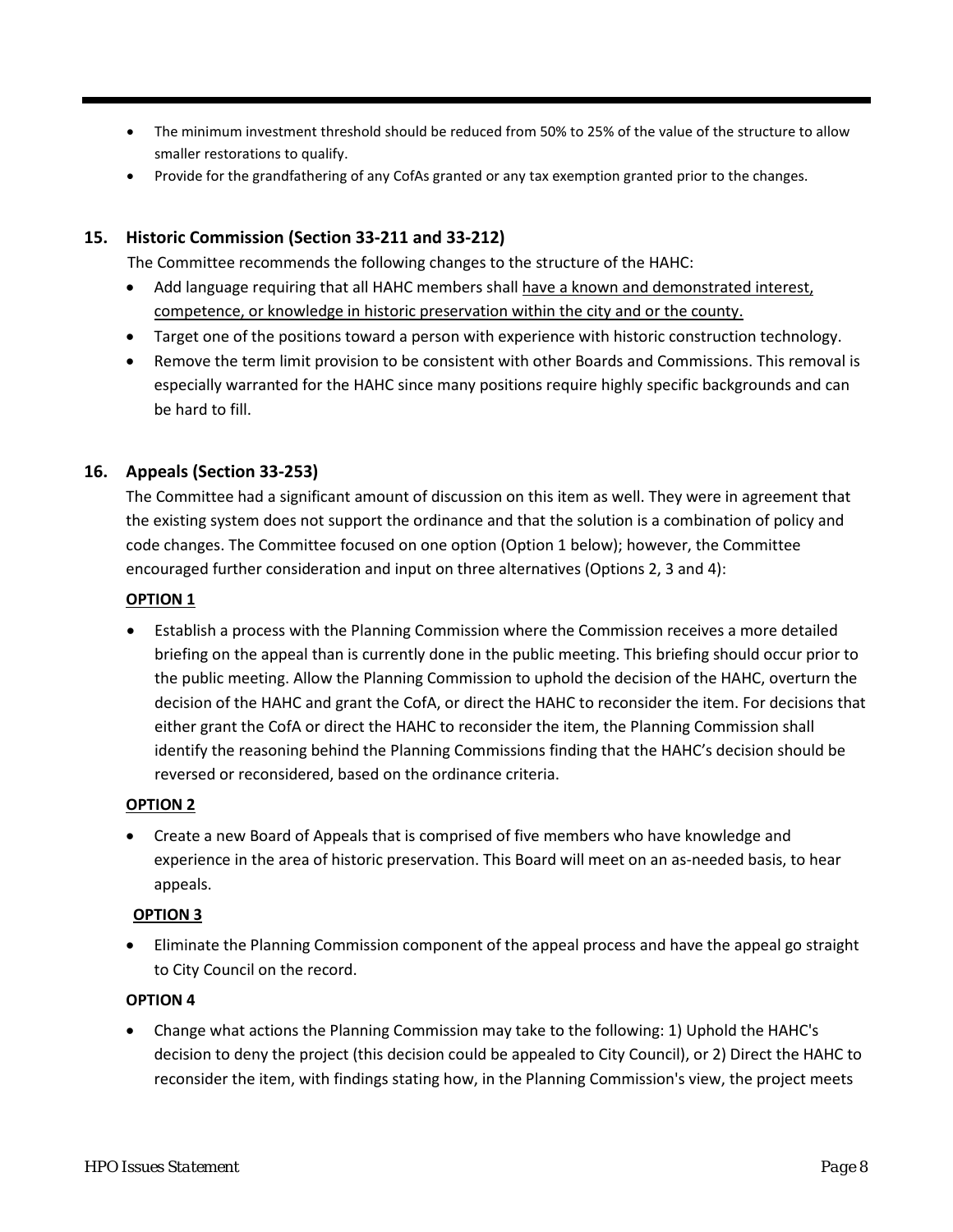- The minimum investment threshold should be reduced from 50% to 25% of the value of the structure to allow smaller restorations to qualify.
- Provide for the grandfathering of any CofAs granted or any tax exemption granted prior to the changes.

### 15. Historic Commission (Section 33-211 and 33-212)

The Committee recommends the following changes to the structure of the HAHC:

- Add language requiring that all HAHC members shall <u>have a known and demonstrated interest, competence, or knowledge in historic preservation within the city and or the county.</u>
- Target one of the positions toward a person with experience with historic construction technology.
- Remove the term limit provision to be consistent with other Boards and Commissions. This removal is especially warranted for the HAHC since many positions require highly specific backgrounds and can be hard to fill.

### 16. Appeals (Section 33-253)

The Committee had a significant amount of discussion on this item as well. They were in agreement that the existing system does not support the ordinance and that the solution is a combination of policy and code changes. The Committee focused on one option (Option 1 below); however, the Committee encouraged further consideration and input on three alternatives (Options 2, 3 and 4):

**<u>OPTION 1</u>**

- Establish a process with the Planning Commission where the Commission receives a more detailed briefing on the appeal than is currently done in the public meeting. This briefing should occur prior to the public meeting. Allow the Planning Commission to uphold the decision of the HAHC, overturn the decision of the HAHC and grant the CofA, or direct the HAHC to reconsider the item. For decisions that either grant the CofA or direct the HAHC to reconsider the item, the Planning Commission shall identify the reasoning behind the Planning Commissions finding that the HAHC's decision should be reversed or reconsidered, based on the ordinance criteria.

**<u>OPTION 2</u>**

- Create a new Board of Appeals that is comprised of five members who have knowledge and experience in the area of historic preservation. This Board will meet on an as-needed basis, to hear appeals.

**<u>OPTION 3</u>**

- Eliminate the Planning Commission component of the appeal process and have the appeal go straight to City Council on the record.

**OPTION 4**

- Change what actions the Planning Commission may take to the following: 1) Uphold the HAHC's decision to deny the project (this decision could be appealed to City Council), or 2) Direct the HAHC to reconsider the item, with findings stating how, in the Planning Commission's view, the project meets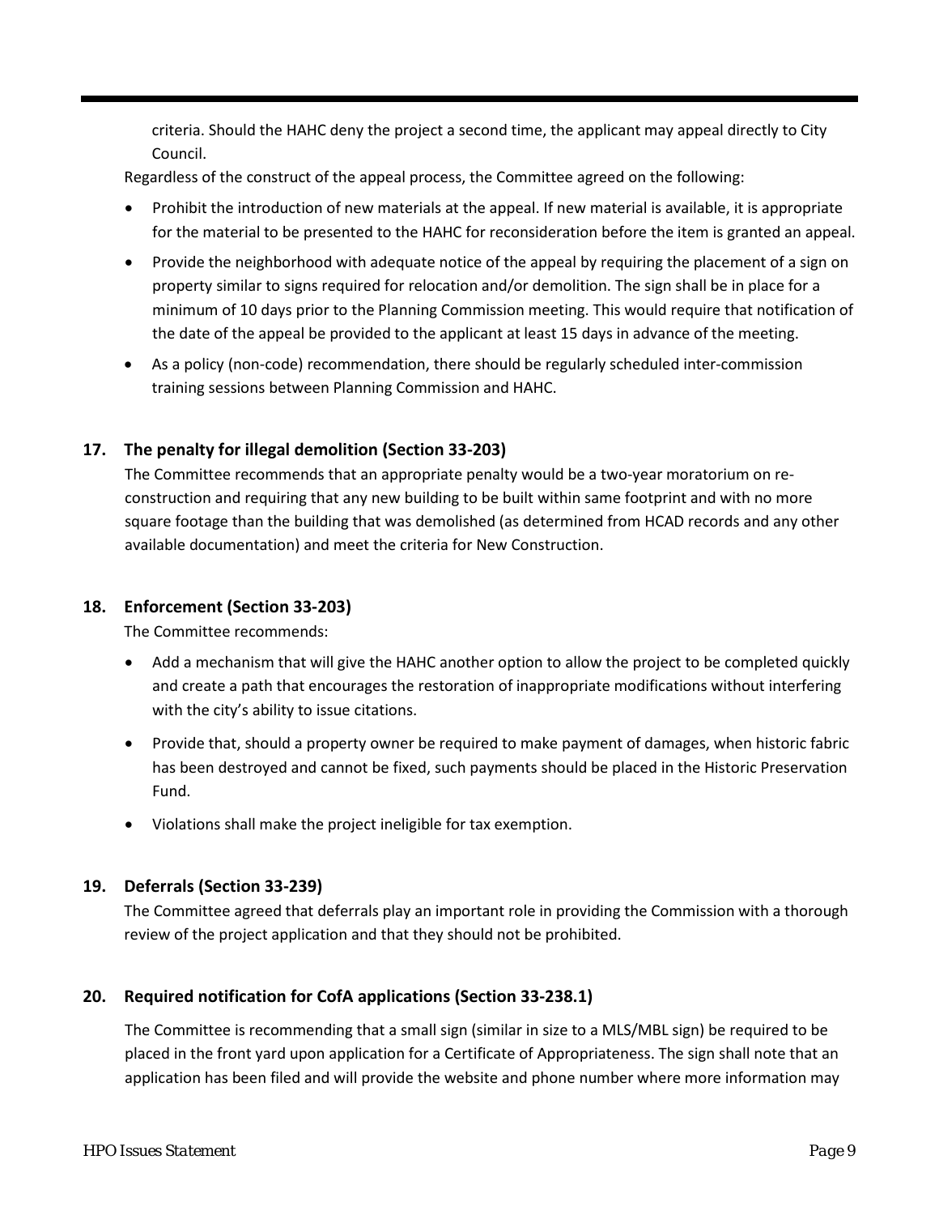criteria. Should the HAHC deny the project a second time, the applicant may appeal directly to City Council.

Regardless of the construct of the appeal process, the Committee agreed on the following:

- Prohibit the introduction of new materials at the appeal. If new material is available, it is appropriate for the material to be presented to the HAHC for reconsideration before the item is granted an appeal.
- Provide the neighborhood with adequate notice of the appeal by requiring the placement of a sign on property similar to signs required for relocation and/or demolition. The sign shall be in place for a minimum of 10 days prior to the Planning Commission meeting. This would require that notification of the date of the appeal be provided to the applicant at least 15 days in advance of the meeting.
- As a policy (non-code) recommendation, there should be regularly scheduled inter-commission training sessions between Planning Commission and HAHC.

### 17. The penalty for illegal demolition (Section 33-203)

The Committee recommends that an appropriate penalty would be a two-year moratorium on re-construction and requiring that any new building to be built within same footprint and with no more square footage than the building that was demolished (as determined from HCAD records and any other available documentation) and meet the criteria for New Construction.

### 18. Enforcement (Section 33-203)

The Committee recommends:

- Add a mechanism that will give the HAHC another option to allow the project to be completed quickly and create a path that encourages the restoration of inappropriate modifications without interfering with the city's ability to issue citations.
- Provide that, should a property owner be required to make payment of damages, when historic fabric has been destroyed and cannot be fixed, such payments should be placed in the Historic Preservation Fund.
- Violations shall make the project ineligible for tax exemption.

### 19. Deferrals (Section 33-239)

The Committee agreed that deferrals play an important role in providing the Commission with a thorough review of the project application and that they should not be prohibited.

### 20. Required notification for CofA applications (Section 33-238.1)

The Committee is recommending that a small sign (similar in size to a MLS/MBL sign) be required to be placed in the front yard upon application for a Certificate of Appropriateness. The sign shall note that an application has been filed and will provide the website and phone number where more information may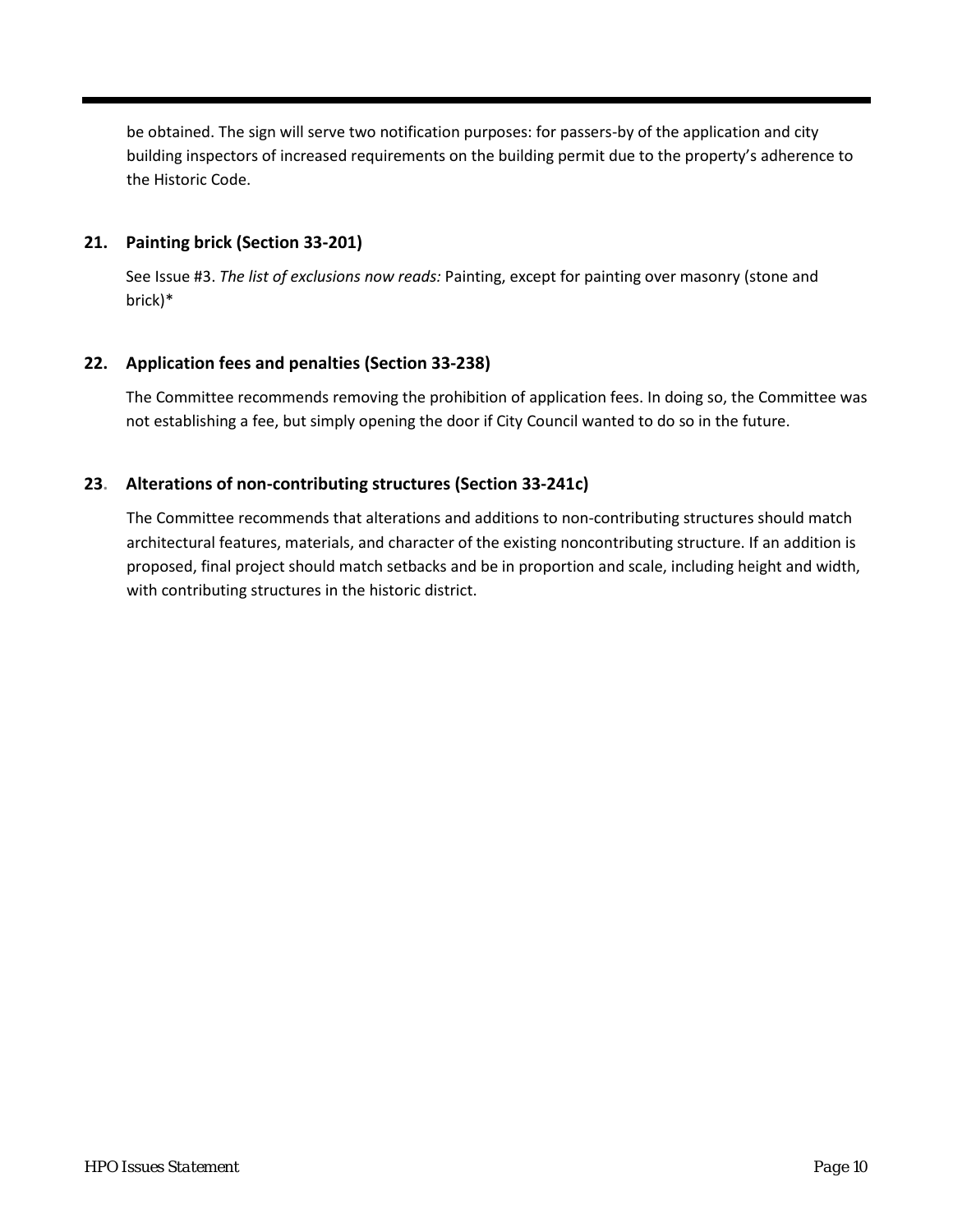be obtained. The sign will serve two notification purposes: for passers-by of the application and city building inspectors of increased requirements on the building permit due to the property's adherence to the Historic Code.

### 21. Painting brick (Section 33-201)

See Issue #3. *The list of exclusions now reads:* Painting, except for painting over masonry (stone and brick)*

### 22. Application fees and penalties (Section 33-238)

The Committee recommends removing the prohibition of application fees. In doing so, the Committee was not establishing a fee, but simply opening the door if City Council wanted to do so in the future.

### 23. Alterations of non-contributing structures (Section 33-241c)

The Committee recommends that alterations and additions to non-contributing structures should match architectural features, materials, and character of the existing noncontributing structure. If an addition is proposed, final project should match setbacks and be in proportion and scale, including height and width, with contributing structures in the historic district.